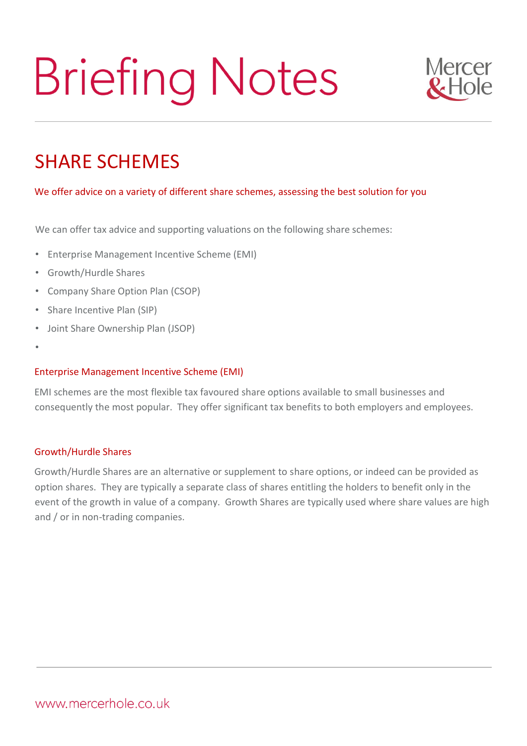# Briefing Notes

## SHARE SCHEMES

We offer advice on a variety of different share schemes, assessing the best solution for you

We can offer tax advice and supporting valuations on the following share schemes:

- Enterprise Management Incentive Scheme (EMI)
- Growth/Hurdle Shares
- Company Share Option Plan (CSOP)
- Share Incentive Plan (SIP)
- Joint Share Ownership Plan (JSOP)

### Enterprise Management Incentive Scheme (EMI)

EMI schemes are the most flexible tax favoured share options available to small businesses and consequently the most popular. They offer significant tax benefits to both employers and employees.

### Growth/Hurdle Shares

Growth/Hurdle Shares are an alternative or supplement to share options, or indeed can be provided as option shares. They are typically a separate class of shares entitling the holders to benefit only in the event of the growth in value of a company. Growth Shares are typically used where share values are high and / or in non-trading companies.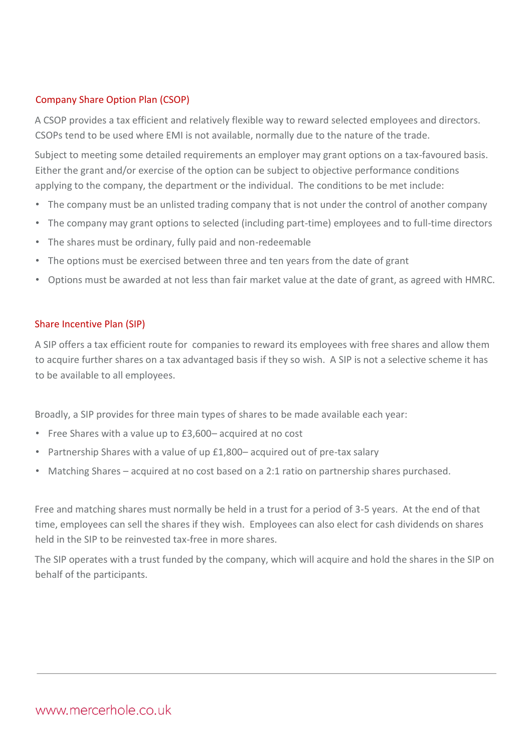## Company Share Option Plan (CSOP)

A CSOP provides a tax efficient and relatively flexible way to reward selected employees and directors. CSOPs tend to be used where EMI is not available, normally due to the nature of the trade.

Subject to meeting some detailed requirements an employer may grant options on a tax-favoured basis. Either the grant and/or exercise of the option can be subject to objective performance conditions applying to the company, the department or the individual. The conditions to be met include:

- The company must be an unlisted trading company that is not under the control of another company
- The company may grant options to selected (including part-time) employees and to full-time directors
- The shares must be ordinary, fully paid and non-redeemable
- The options must be exercised between three and ten years from the date of grant
- Options must be awarded at not less than fair market value at the date of grant, as agreed with HMRC.

## Share Incentive Plan (SIP)

A SIP offers a tax efficient route for companies to reward its employees with free shares and allow them to acquire further shares on a tax advantaged basis if they so wish. A SIP is not a selective scheme it has to be available to all employees.

Broadly, a SIP provides for three main types of shares to be made available each year:

- Free Shares with a value up to £3,600– acquired at no cost
- Partnership Shares with a value of up £1,800– acquired out of pre-tax salary
- Matching Shares – acquired at no cost based on a 2:1 ratio on partnership shares purchased.

Free and matching shares must normally be held in a trust for a period of 3-5 years. At the end of that time, employees can sell the shares if they wish. Employees can also elect for cash dividends on shares held in the SIP to be reinvested tax-free in more shares.

The SIP operates with a trust funded by the company, which will acquire and hold the shares in the SIP on behalf of the participants.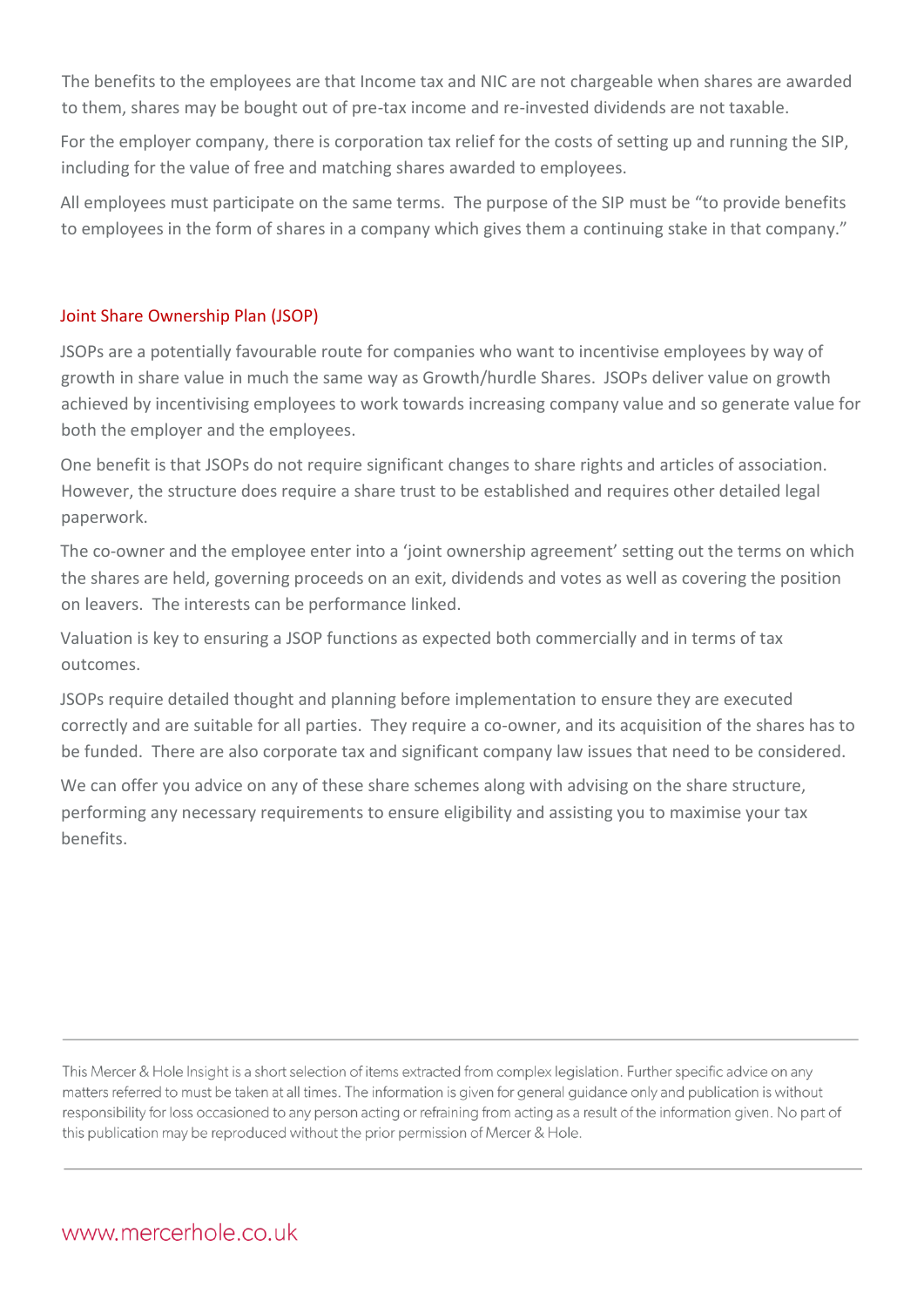The benefits to the employees are that Income tax and NIC are not chargeable when shares are awarded to them, shares may be bought out of pre-tax income and re-invested dividends are not taxable.

For the employer company, there is corporation tax relief for the costs of setting up and running the SIP, including for the value of free and matching shares awarded to employees.

All employees must participate on the same terms. The purpose of the SIP must be "to provide benefits to employees in the form of shares in a company which gives them a continuing stake in that company."

## Joint Share Ownership Plan (JSOP)

JSOPs are a potentially favourable route for companies who want to incentivise employees by way of growth in share value in much the same way as Growth/hurdle Shares. JSOPs deliver value on growth achieved by incentivising employees to work towards increasing company value and so generate value for both the employer and the employees.

One benefit is that JSOPs do not require significant changes to share rights and articles of association. However, the structure does require a share trust to be established and requires other detailed legal paperwork.

The co-owner and the employee enter into a 'joint ownership agreement' setting out the terms on which the shares are held, governing proceeds on an exit, dividends and votes as well as covering the position on leavers. The interests can be performance linked.

Valuation is key to ensuring a JSOP functions as expected both commercially and in terms of tax outcomes.

JSOPs require detailed thought and planning before implementation to ensure they are executed correctly and are suitable for all parties. They require a co-owner, and its acquisition of the shares has to be funded. There are also corporate tax and significant company law issues that need to be considered.

We can offer you advice on any of these share schemes along with advising on the share structure, performing any necessary requirements to ensure eligibility and assisting you to maximise your tax benefits.

---

This Mercer & Hole Insight is a short selection of items extracted from complex legislation. Further specific advice on any matters referred to must be taken at all times. The information is given for general guidance only and publication is without responsibility for loss occasioned to any person acting or refraining from acting as a result of the information given. No part of this publication may be reproduced without the prior permission of Mercer & Hole.

www.mercerhole.co.uk